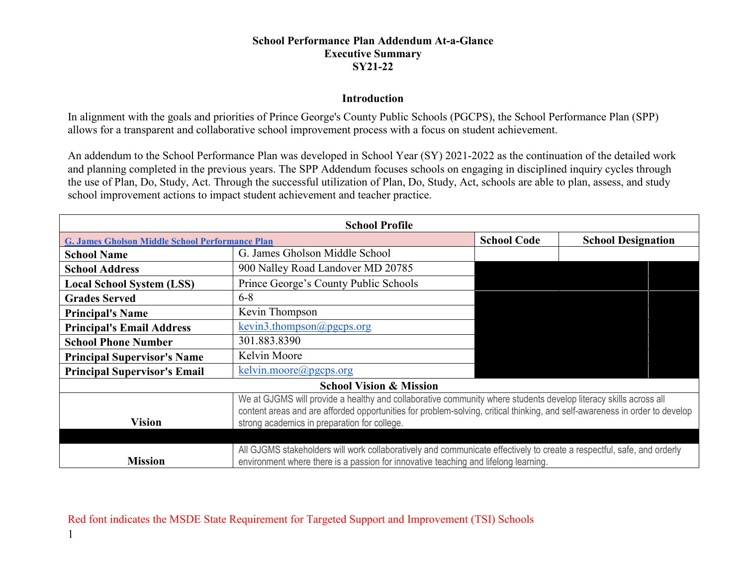# School Performance Plan Addendum At-a-Glance
# Executive Summary
# SY21-22

## Introduction

In alignment with the goals and priorities of Prince George's County Public Schools (PGCPS), the School Performance Plan (SPP) allows for a transparent and collaborative school improvement process with a focus on student achievement.

An addendum to the School Performance Plan was developed in School Year (SY) 2021-2022 as the continuation of the detailed work and planning completed in the previous years. The SPP Addendum focuses schools on engaging in disciplined inquiry cycles through the use of Plan, Do, Study, Act. Through the successful utilization of Plan, Do, Study, Act, schools are able to plan, assess, and study school improvement actions to impact student achievement and teacher practice.

| School Profile | | | |
|---|---|---|---|
| G. James Gholson Middle School Performance Plan | | **School Code** | **School Designation** |
| **School Name** | G. James Gholson Middle School | | |
| **School Address** | 900 Nalley Road Landover MD 20785 | | |
| **Local School System (LSS)** | Prince George's County Public Schools | | |
| **Grades Served** | 6-8 | | |
| **Principal's Name** | Kevin Thompson | | |
| **Principal's Email Address** | kevin3.thompson@pgcps.org | | |
| **School Phone Number** | 301.883.8390 | | |
| **Principal Supervisor's Name** | Kelvin Moore | | |
| **Principal Supervisor's Email** | kelvin.moore@pgcps.org | | |
| **School Vision & Mission** | | | |
| **Vision** | We at GJGMS will provide a healthy and collaborative community where students develop literacy skills across all content areas and are afforded opportunities for problem-solving, critical thinking, and self-awareness in order to develop strong academics in preparation for college. | | |
| **Mission** | All GJGMS stakeholders will work collaboratively and communicate effectively to create a respectful, safe, and orderly environment where there is a passion for innovative teaching and lifelong learning. | | |

Red font indicates the MSDE State Requirement for Targeted Support and Improvement (TSI) Schools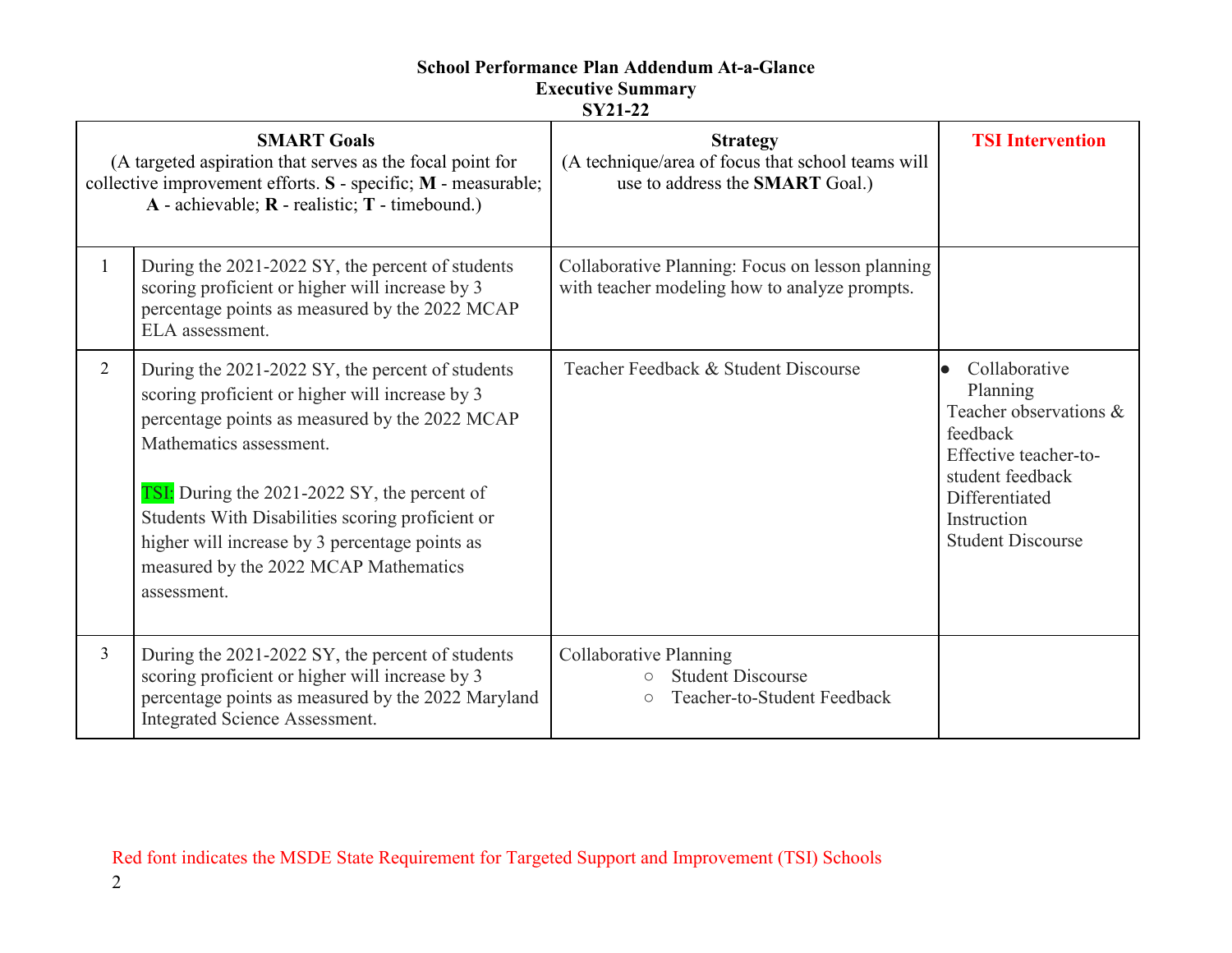**School Performance Plan Addendum At-a-Glance**
**Executive Summary**
**SY21-22**

| **SMART Goals** (A targeted aspiration that serves as the focal point for collective improvement efforts. **S** - specific; **M** - measurable; **A** - achievable; **R** - realistic; **T** - timebound.) | | **Strategy** (A technique/area of focus that school teams will use to address the **SMART** Goal.) | **TSI Intervention** |
|---|---|---|---|
| 1 | During the 2021-2022 SY, the percent of students scoring proficient or higher will increase by 3 percentage points as measured by the 2022 MCAP ELA assessment. | Collaborative Planning: Focus on lesson planning with teacher modeling how to analyze prompts. | |
| 2 | During the 2021-2022 SY, the percent of students scoring proficient or higher will increase by 3 percentage points as measured by the 2022 MCAP Mathematics assessment.<br><br>TSI: During the 2021-2022 SY, the percent of Students With Disabilities scoring proficient or higher will increase by 3 percentage points as measured by the 2022 MCAP Mathematics assessment. | Teacher Feedback & Student Discourse | • Collaborative Planning<br>Teacher observations & feedback<br>Effective teacher-to-student feedback<br>Differentiated Instruction<br>Student Discourse |
| 3 | During the 2021-2022 SY, the percent of students scoring proficient or higher will increase by 3 percentage points as measured by the 2022 Maryland Integrated Science Assessment. | Collaborative Planning<br>○ Student Discourse<br>○ Teacher-to-Student Feedback | |

Red font indicates the MSDE State Requirement for Targeted Support and Improvement (TSI) Schools